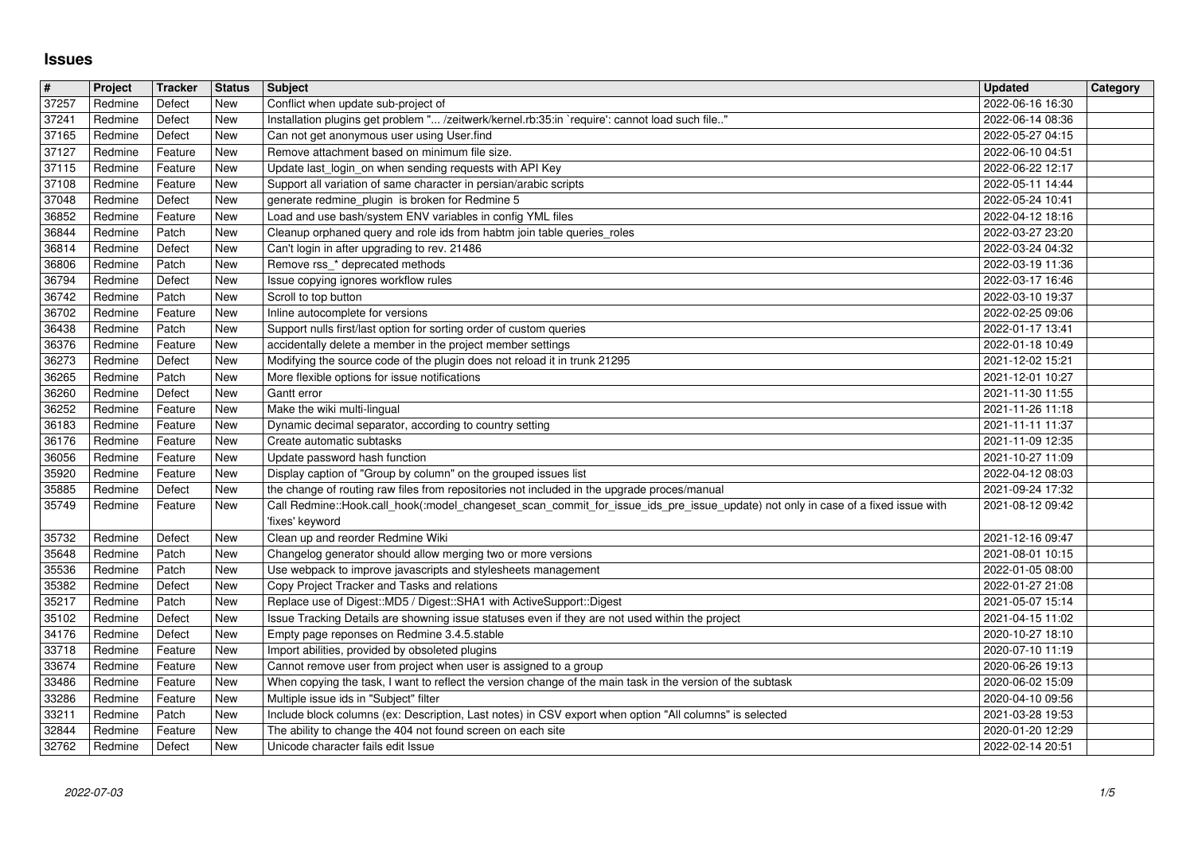# Issues

| # | Project | Tracker | Status | Subject | Updated | Category |
|---|---|---|---|---|---|---|
| 37257 | Redmine | Defect | New | Conflict when update sub-project of | 2022-06-16 16:30 | |
| 37241 | Redmine | Defect | New | Installation plugins get problem "... /zeitwerk/kernel.rb:35:in `require': cannot load such file.." | 2022-06-14 08:36 | |
| 37165 | Redmine | Defect | New | Can not get anonymous user using User.find | 2022-05-27 04:15 | |
| 37127 | Redmine | Feature | New | Remove attachment based on minimum file size. | 2022-06-10 04:51 | |
| 37115 | Redmine | Feature | New | Update last_login_on when sending requests with API Key | 2022-06-22 12:17 | |
| 37108 | Redmine | Feature | New | Support all variation of same character in persian/arabic scripts | 2022-05-11 14:44 | |
| 37048 | Redmine | Defect | New | generate redmine_plugin is broken for Redmine 5 | 2022-05-24 10:41 | |
| 36852 | Redmine | Feature | New | Load and use bash/system ENV variables in config YML files | 2022-04-12 18:16 | |
| 36844 | Redmine | Patch | New | Cleanup orphaned query and role ids from habtm join table queries_roles | 2022-03-27 23:20 | |
| 36814 | Redmine | Defect | New | Can't login in after upgrading to rev. 21486 | 2022-03-24 04:32 | |
| 36806 | Redmine | Patch | New | Remove rss_* deprecated methods | 2022-03-19 11:36 | |
| 36794 | Redmine | Defect | New | Issue copying ignores workflow rules | 2022-03-17 16:46 | |
| 36742 | Redmine | Patch | New | Scroll to top button | 2022-03-10 19:37 | |
| 36702 | Redmine | Feature | New | Inline autocomplete for versions | 2022-02-25 09:06 | |
| 36438 | Redmine | Patch | New | Support nulls first/last option for sorting order of custom queries | 2022-01-17 13:41 | |
| 36376 | Redmine | Feature | New | accidentally delete a member in the project member settings | 2022-01-18 10:49 | |
| 36273 | Redmine | Defect | New | Modifying the source code of the plugin does not reload it in trunk 21295 | 2021-12-02 15:21 | |
| 36265 | Redmine | Patch | New | More flexible options for issue notifications | 2021-12-01 10:27 | |
| 36260 | Redmine | Defect | New | Gantt error | 2021-11-30 11:55 | |
| 36252 | Redmine | Feature | New | Make the wiki multi-lingual | 2021-11-26 11:18 | |
| 36183 | Redmine | Feature | New | Dynamic decimal separator, according to country setting | 2021-11-11 11:37 | |
| 36176 | Redmine | Feature | New | Create automatic subtasks | 2021-11-09 12:35 | |
| 36056 | Redmine | Feature | New | Update password hash function | 2021-10-27 11:09 | |
| 35920 | Redmine | Feature | New | Display caption of "Group by column" on the grouped issues list | 2022-04-12 08:03 | |
| 35885 | Redmine | Defect | New | the change of routing raw files from repositories not included in the upgrade proces/manual | 2021-09-24 17:32 | |
| 35749 | Redmine | Feature | New | Call Redmine::Hook.call_hook(:model_changeset_scan_commit_for_issue_ids_pre_issue_update) not only in case of a fixed issue with 'fixes' keyword | 2021-08-12 09:42 | |
| 35732 | Redmine | Defect | New | Clean up and reorder Redmine Wiki | 2021-12-16 09:47 | |
| 35648 | Redmine | Patch | New | Changelog generator should allow merging two or more versions | 2021-08-01 10:15 | |
| 35536 | Redmine | Patch | New | Use webpack to improve javascripts and stylesheets management | 2022-01-05 08:00 | |
| 35382 | Redmine | Defect | New | Copy Project Tracker and Tasks and relations | 2022-01-27 21:08 | |
| 35217 | Redmine | Patch | New | Replace use of Digest::MD5 / Digest::SHA1 with ActiveSupport::Digest | 2021-05-07 15:14 | |
| 35102 | Redmine | Defect | New | Issue Tracking Details are showning issue statuses even if they are not used within the project | 2021-04-15 11:02 | |
| 34176 | Redmine | Defect | New | Empty page reponses on Redmine 3.4.5.stable | 2020-10-27 18:10 | |
| 33718 | Redmine | Feature | New | Import abilities, provided by obsoleted plugins | 2020-07-10 11:19 | |
| 33674 | Redmine | Feature | New | Cannot remove user from project when user is assigned to a group | 2020-06-26 19:13 | |
| 33486 | Redmine | Feature | New | When copying the task, I want to reflect the version change of the main task in the version of the subtask | 2020-06-02 15:09 | |
| 33286 | Redmine | Feature | New | Multiple issue ids in "Subject" filter | 2020-04-10 09:56 | |
| 33211 | Redmine | Patch | New | Include block columns (ex: Description, Last notes) in CSV export when option "All columns" is selected | 2021-03-28 19:53 | |
| 32844 | Redmine | Feature | New | The ability to change the 404 not found screen on each site | 2020-01-20 12:29 | |
| 32762 | Redmine | Defect | New | Unicode character fails edit Issue | 2022-02-14 20:51 | |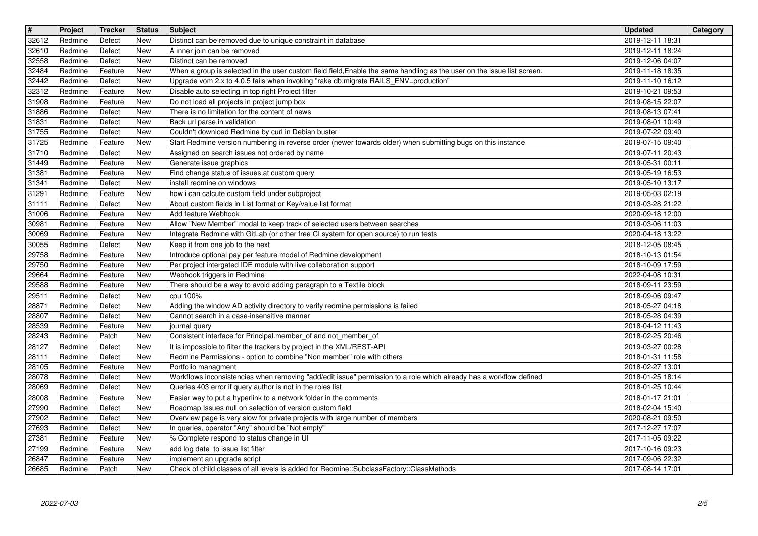| # | Project | Tracker | Status | Subject | Updated | Category |
|---|---|---|---|---|---|---|
| 32612 | Redmine | Defect | New | Distinct can be removed due to unique constraint in database | 2019-12-11 18:31 | |
| 32610 | Redmine | Defect | New | A inner join can be removed | 2019-12-11 18:24 | |
| 32558 | Redmine | Defect | New | Distinct can be removed | 2019-12-06 04:07 | |
| 32484 | Redmine | Feature | New | When a group is selected in the user custom field field,Enable the same handling as the user on the issue list screen. | 2019-11-18 18:35 | |
| 32442 | Redmine | Defect | New | Upgrade vom 2.x to 4.0.5 fails when invoking "rake db:migrate RAILS_ENV=production" | 2019-11-10 16:12 | |
| 32312 | Redmine | Feature | New | Disable auto selecting in top right Project filter | 2019-10-21 09:53 | |
| 31908 | Redmine | Feature | New | Do not load all projects in project jump box | 2019-08-15 22:07 | |
| 31886 | Redmine | Defect | New | There is no limitation for the content of news | 2019-08-13 07:41 | |
| 31831 | Redmine | Defect | New | Back url parse in validation | 2019-08-01 10:49 | |
| 31755 | Redmine | Defect | New | Couldn't download Redmine by curl in Debian buster | 2019-07-22 09:40 | |
| 31725 | Redmine | Feature | New | Start Redmine version numbering in reverse order (newer towards older) when submitting bugs on this instance | 2019-07-15 09:40 | |
| 31710 | Redmine | Defect | New | Assigned on search issues not ordered by name | 2019-07-11 20:43 | |
| 31449 | Redmine | Feature | New | Generate issue graphics | 2019-05-31 00:11 | |
| 31381 | Redmine | Feature | New | Find change status of issues at custom query | 2019-05-19 16:53 | |
| 31341 | Redmine | Defect | New | install redmine on windows | 2019-05-10 13:17 | |
| 31291 | Redmine | Feature | New | how i can calcute custom field under subproject | 2019-05-03 02:19 | |
| 31111 | Redmine | Defect | New | About custom fields in List format or Key/value list format | 2019-03-28 21:22 | |
| 31006 | Redmine | Feature | New | Add feature Webhook | 2020-09-18 12:00 | |
| 30981 | Redmine | Feature | New | Allow "New Member" modal to keep track of selected users between searches | 2019-03-06 11:03 | |
| 30069 | Redmine | Feature | New | Integrate Redmine with GitLab (or other free CI system for open source) to run tests | 2020-04-18 13:22 | |
| 30055 | Redmine | Defect | New | Keep it from one job to the next | 2018-12-05 08:45 | |
| 29758 | Redmine | Feature | New | Introduce optional pay per feature model of Redmine development | 2018-10-13 01:54 | |
| 29750 | Redmine | Feature | New | Per project intergated IDE module with live collaboration support | 2018-10-09 17:59 | |
| 29664 | Redmine | Feature | New | Webhook triggers in Redmine | 2022-04-08 10:31 | |
| 29588 | Redmine | Feature | New | There should be a way to avoid adding paragraph to a Textile block | 2018-09-11 23:59 | |
| 29511 | Redmine | Defect | New | cpu 100% | 2018-09-06 09:47 | |
| 28871 | Redmine | Defect | New | Adding the window AD activity directory to verify redmine permissions is failed | 2018-05-27 04:18 | |
| 28807 | Redmine | Defect | New | Cannot search in a case-insensitive manner | 2018-05-28 04:39 | |
| 28539 | Redmine | Feature | New | journal query | 2018-04-12 11:43 | |
| 28243 | Redmine | Patch | New | Consistent interface for Principal.member_of and not_member_of | 2018-02-25 20:46 | |
| 28127 | Redmine | Defect | New | It is impossible to filter the trackers by project in the XML/REST-API | 2019-03-27 00:28 | |
| 28111 | Redmine | Defect | New | Redmine Permissions - option to combine "Non member" role with others | 2018-01-31 11:58 | |
| 28105 | Redmine | Feature | New | Portfolio managment | 2018-02-27 13:01 | |
| 28078 | Redmine | Defect | New | Workflows inconsistencies when removing "add/edit issue" permission to a role which already has a workflow defined | 2018-01-25 18:14 | |
| 28069 | Redmine | Defect | New | Queries 403 error if query author is not in the roles list | 2018-01-25 10:44 | |
| 28008 | Redmine | Feature | New | Easier way to put a hyperlink to a network folder in the comments | 2018-01-17 21:01 | |
| 27990 | Redmine | Defect | New | Roadmap Issues null on selection of version custom field | 2018-02-04 15:40 | |
| 27902 | Redmine | Defect | New | Overview page is very slow for private projects with large number of members | 2020-08-21 09:50 | |
| 27693 | Redmine | Defect | New | In queries, operator "Any" should be "Not empty" | 2017-12-27 17:07 | |
| 27381 | Redmine | Feature | New | % Complete respond to status change in UI | 2017-11-05 09:22 | |
| 27199 | Redmine | Feature | New | add log date to issue list filter | 2017-10-16 09:23 | |
| 26847 | Redmine | Feature | New | implement an upgrade script | 2017-09-06 22:32 | |
| 26685 | Redmine | Patch | New | Check of child classes of all levels is added for Redmine::SubclassFactory::ClassMethods | 2017-08-14 17:01 | |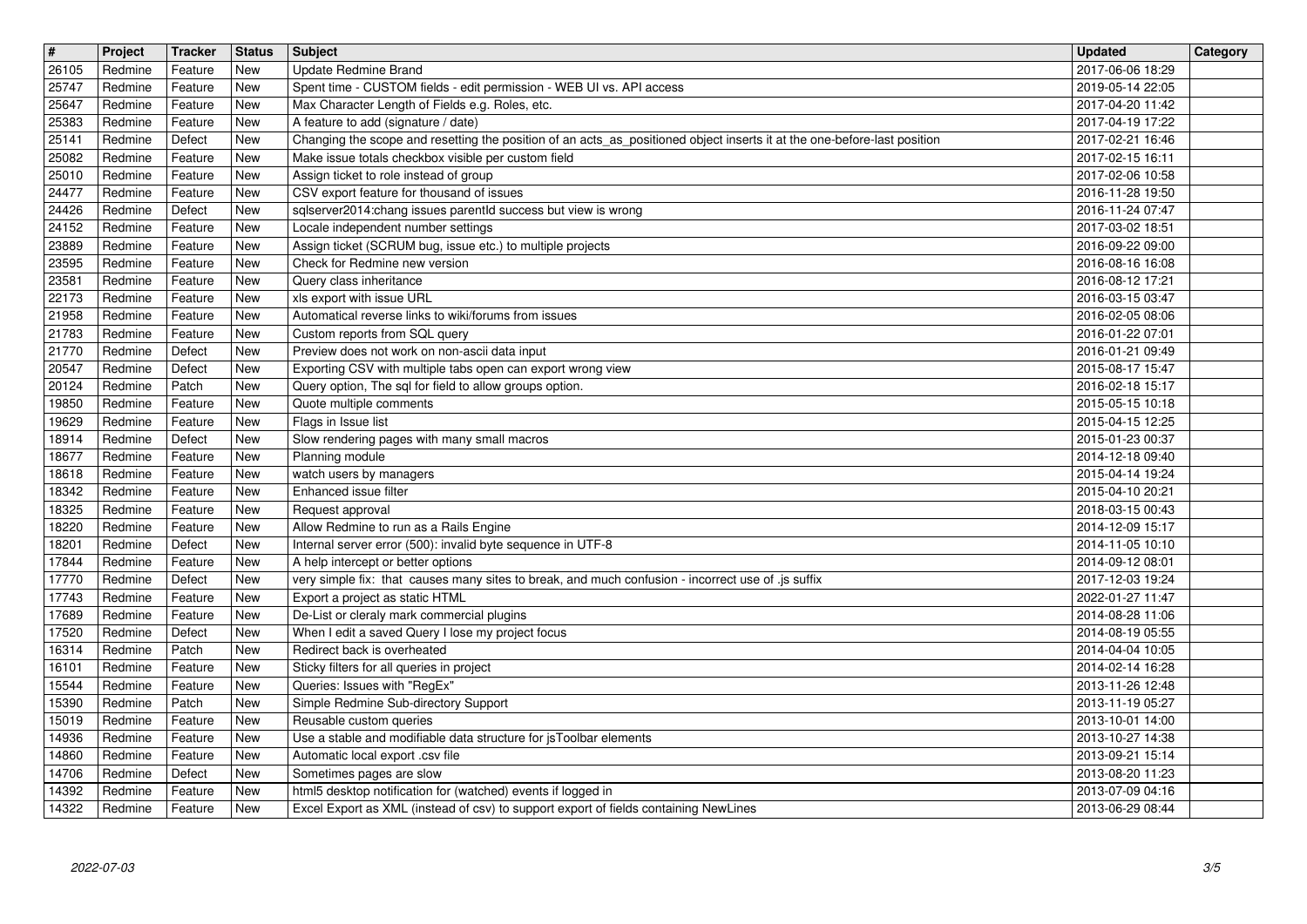| # | Project | Tracker | Status | Subject | Updated | Category |
|---|---|---|---|---|---|---|
| 26105 | Redmine | Feature | New | Update Redmine Brand | 2017-06-06 18:29 | |
| 25747 | Redmine | Feature | New | Spent time - CUSTOM fields - edit permission - WEB UI vs. API access | 2019-05-14 22:05 | |
| 25647 | Redmine | Feature | New | Max Character Length of Fields e.g. Roles, etc. | 2017-04-20 11:42 | |
| 25383 | Redmine | Feature | New | A feature to add (signature / date) | 2017-04-19 17:22 | |
| 25141 | Redmine | Defect | New | Changing the scope and resetting the position of an acts_as_positioned object inserts it at the one-before-last position | 2017-02-21 16:46 | |
| 25082 | Redmine | Feature | New | Make issue totals checkbox visible per custom field | 2017-02-15 16:11 | |
| 25010 | Redmine | Feature | New | Assign ticket to role instead of group | 2017-02-06 10:58 | |
| 24477 | Redmine | Feature | New | CSV export feature for thousand of issues | 2016-11-28 19:50 | |
| 24426 | Redmine | Defect | New | sqlserver2014:chang issues parentId success but view is wrong | 2016-11-24 07:47 | |
| 24152 | Redmine | Feature | New | Locale independent number settings | 2017-03-02 18:51 | |
| 23889 | Redmine | Feature | New | Assign ticket (SCRUM bug, issue etc.) to multiple projects | 2016-09-22 09:00 | |
| 23595 | Redmine | Feature | New | Check for Redmine new version | 2016-08-16 16:08 | |
| 23581 | Redmine | Feature | New | Query class inheritance | 2016-08-12 17:21 | |
| 22173 | Redmine | Feature | New | xls export with issue URL | 2016-03-15 03:47 | |
| 21958 | Redmine | Feature | New | Automatical reverse links to wiki/forums from issues | 2016-02-05 08:06 | |
| 21783 | Redmine | Feature | New | Custom reports from SQL query | 2016-01-22 07:01 | |
| 21770 | Redmine | Defect | New | Preview does not work on non-ascii data input | 2016-01-21 09:49 | |
| 20547 | Redmine | Defect | New | Exporting CSV with multiple tabs open can export wrong view | 2015-08-17 15:47 | |
| 20124 | Redmine | Patch | New | Query option, The sql for field to allow groups option. | 2016-02-18 15:17 | |
| 19850 | Redmine | Feature | New | Quote multiple comments | 2015-05-15 10:18 | |
| 19629 | Redmine | Feature | New | Flags in Issue list | 2015-04-15 12:25 | |
| 18914 | Redmine | Defect | New | Slow rendering pages with many small macros | 2015-01-23 00:37 | |
| 18677 | Redmine | Feature | New | Planning module | 2014-12-18 09:40 | |
| 18618 | Redmine | Feature | New | watch users by managers | 2015-04-14 19:24 | |
| 18342 | Redmine | Feature | New | Enhanced issue filter | 2015-04-10 20:21 | |
| 18325 | Redmine | Feature | New | Request approval | 2018-03-15 00:43 | |
| 18220 | Redmine | Feature | New | Allow Redmine to run as a Rails Engine | 2014-12-09 15:17 | |
| 18201 | Redmine | Defect | New | Internal server error (500): invalid byte sequence in UTF-8 | 2014-11-05 10:10 | |
| 17844 | Redmine | Feature | New | A help intercept or better options | 2014-09-12 08:01 | |
| 17770 | Redmine | Defect | New | very simple fix: that causes many sites to break, and much confusion - incorrect use of .js suffix | 2017-12-03 19:24 | |
| 17743 | Redmine | Feature | New | Export a project as static HTML | 2022-01-27 11:47 | |
| 17689 | Redmine | Feature | New | De-List or cleraly mark commercial plugins | 2014-08-28 11:06 | |
| 17520 | Redmine | Defect | New | When I edit a saved Query I lose my project focus | 2014-08-19 05:55 | |
| 16314 | Redmine | Patch | New | Redirect back is overheated | 2014-04-04 10:05 | |
| 16101 | Redmine | Feature | New | Sticky filters for all queries in project | 2014-02-14 16:28 | |
| 15544 | Redmine | Feature | New | Queries: Issues with "RegEx" | 2013-11-26 12:48 | |
| 15390 | Redmine | Patch | New | Simple Redmine Sub-directory Support | 2013-11-19 05:27 | |
| 15019 | Redmine | Feature | New | Reusable custom queries | 2013-10-01 14:00 | |
| 14936 | Redmine | Feature | New | Use a stable and modifiable data structure for jsToolbar elements | 2013-10-27 14:38 | |
| 14860 | Redmine | Feature | New | Automatic local export .csv file | 2013-09-21 15:14 | |
| 14706 | Redmine | Defect | New | Sometimes pages are slow | 2013-08-20 11:23 | |
| 14392 | Redmine | Feature | New | html5 desktop notification for (watched) events if logged in | 2013-07-09 04:16 | |
| 14322 | Redmine | Feature | New | Excel Export as XML (instead of csv) to support export of fields containing NewLines | 2013-06-29 08:44 | |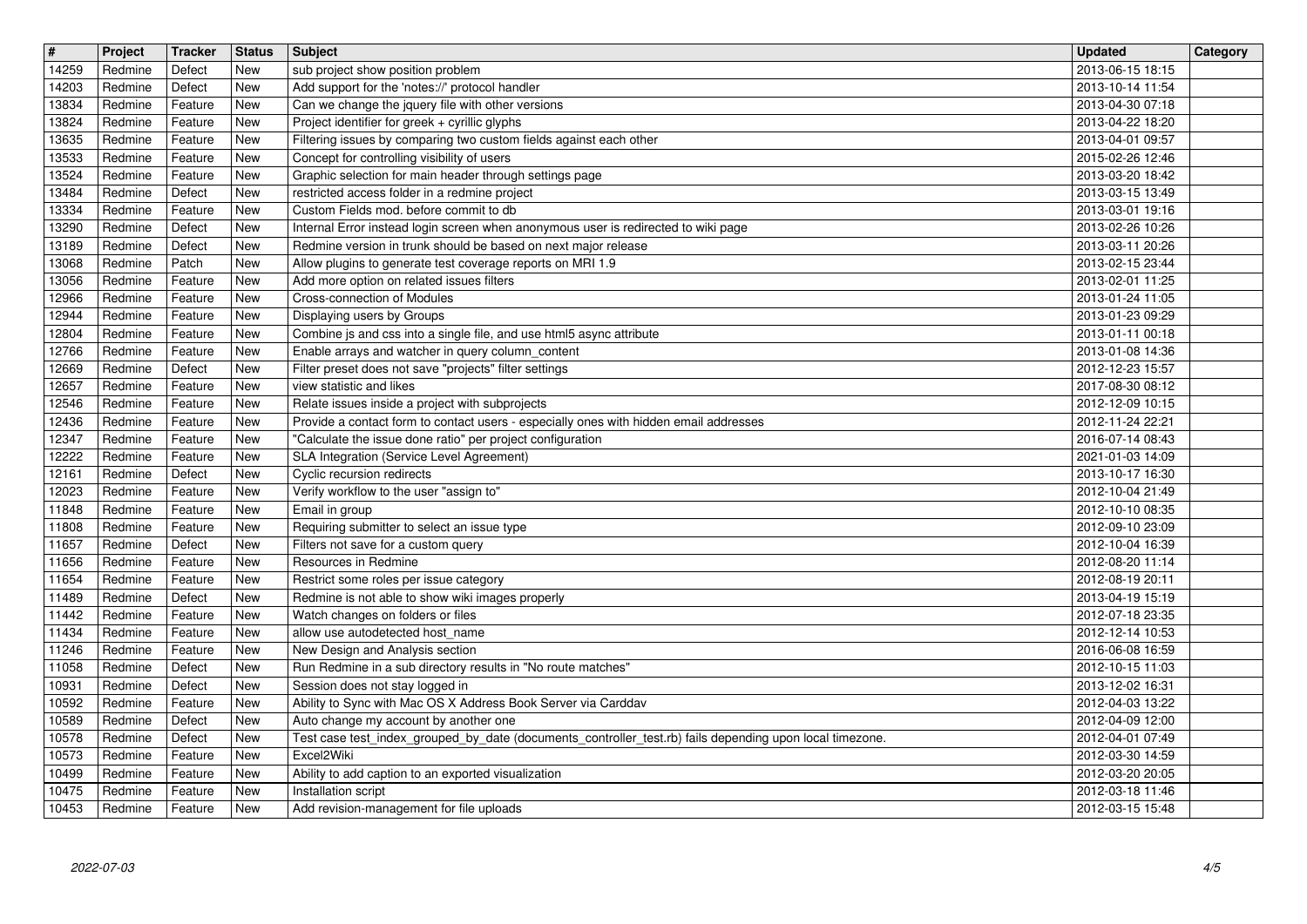| # | Project | Tracker | Status | Subject | Updated | Category |
| --- | --- | --- | --- | --- | --- | --- |
| 14259 | Redmine | Defect | New | sub project show position problem | 2013-06-15 18:15 | |
| 14203 | Redmine | Defect | New | Add support for the 'notes://' protocol handler | 2013-10-14 11:54 | |
| 13834 | Redmine | Feature | New | Can we change the jquery file with other versions | 2013-04-30 07:18 | |
| 13824 | Redmine | Feature | New | Project identifier for greek + cyrillic glyphs | 2013-04-22 18:20 | |
| 13635 | Redmine | Feature | New | Filtering issues by comparing two custom fields against each other | 2013-04-01 09:57 | |
| 13533 | Redmine | Feature | New | Concept for controlling visibility of users | 2015-02-26 12:46 | |
| 13524 | Redmine | Feature | New | Graphic selection for main header through settings page | 2013-03-20 18:42 | |
| 13484 | Redmine | Defect | New | restricted access folder in a redmine project | 2013-03-15 13:49 | |
| 13334 | Redmine | Feature | New | Custom Fields mod. before commit to db | 2013-03-01 19:16 | |
| 13290 | Redmine | Defect | New | Internal Error instead login screen when anonymous user is redirected to wiki page | 2013-02-26 10:26 | |
| 13189 | Redmine | Defect | New | Redmine version in trunk should be based on next major release | 2013-03-11 20:26 | |
| 13068 | Redmine | Patch | New | Allow plugins to generate test coverage reports on MRI 1.9 | 2013-02-15 23:44 | |
| 13056 | Redmine | Feature | New | Add more option on related issues filters | 2013-02-01 11:25 | |
| 12966 | Redmine | Feature | New | Cross-connection of Modules | 2013-01-24 11:05 | |
| 12944 | Redmine | Feature | New | Displaying users by Groups | 2013-01-23 09:29 | |
| 12804 | Redmine | Feature | New | Combine js and css into a single file, and use html5 async attribute | 2013-01-11 00:18 | |
| 12766 | Redmine | Feature | New | Enable arrays and watcher in query column_content | 2013-01-08 14:36 | |
| 12669 | Redmine | Defect | New | Filter preset does not save "projects" filter settings | 2012-12-23 15:57 | |
| 12657 | Redmine | Feature | New | view statistic and likes | 2017-08-30 08:12 | |
| 12546 | Redmine | Feature | New | Relate issues inside a project with subprojects | 2012-12-09 10:15 | |
| 12436 | Redmine | Feature | New | Provide a contact form to contact users - especially ones with hidden email addresses | 2012-11-24 22:21 | |
| 12347 | Redmine | Feature | New | "Calculate the issue done ratio" per project configuration | 2016-07-14 08:43 | |
| 12222 | Redmine | Feature | New | SLA Integration (Service Level Agreement) | 2021-01-03 14:09 | |
| 12161 | Redmine | Defect | New | Cyclic recursion redirects | 2013-10-17 16:30 | |
| 12023 | Redmine | Feature | New | Verify workflow to the user "assign to" | 2012-10-04 21:49 | |
| 11848 | Redmine | Feature | New | Email in group | 2012-10-10 08:35 | |
| 11808 | Redmine | Feature | New | Requiring submitter to select an issue type | 2012-09-10 23:09 | |
| 11657 | Redmine | Defect | New | Filters not save for a custom query | 2012-10-04 16:39 | |
| 11656 | Redmine | Feature | New | Resources in Redmine | 2012-08-20 11:14 | |
| 11654 | Redmine | Feature | New | Restrict some roles per issue category | 2012-08-19 20:11 | |
| 11489 | Redmine | Defect | New | Redmine is not able to show wiki images properly | 2013-04-19 15:19 | |
| 11442 | Redmine | Feature | New | Watch changes on folders or files | 2012-07-18 23:35 | |
| 11434 | Redmine | Feature | New | allow use autodetected host_name | 2012-12-14 10:53 | |
| 11246 | Redmine | Feature | New | New Design and Analysis section | 2016-06-08 16:59 | |
| 11058 | Redmine | Defect | New | Run Redmine in a sub directory results in "No route matches" | 2012-10-15 11:03 | |
| 10931 | Redmine | Defect | New | Session does not stay logged in | 2013-12-02 16:31 | |
| 10592 | Redmine | Feature | New | Ability to Sync with Mac OS X Address Book Server via Carddav | 2012-04-03 13:22 | |
| 10589 | Redmine | Defect | New | Auto change my account by another one | 2012-04-09 12:00 | |
| 10578 | Redmine | Defect | New | Test case test_index_grouped_by_date (documents_controller_test.rb) fails depending upon local timezone. | 2012-04-01 07:49 | |
| 10573 | Redmine | Feature | New | Excel2Wiki | 2012-03-30 14:59 | |
| 10499 | Redmine | Feature | New | Ability to add caption to an exported visualization | 2012-03-20 20:05 | |
| 10475 | Redmine | Feature | New | Installation script | 2012-03-18 11:46 | |
| 10453 | Redmine | Feature | New | Add revision-management for file uploads | 2012-03-15 15:48 | |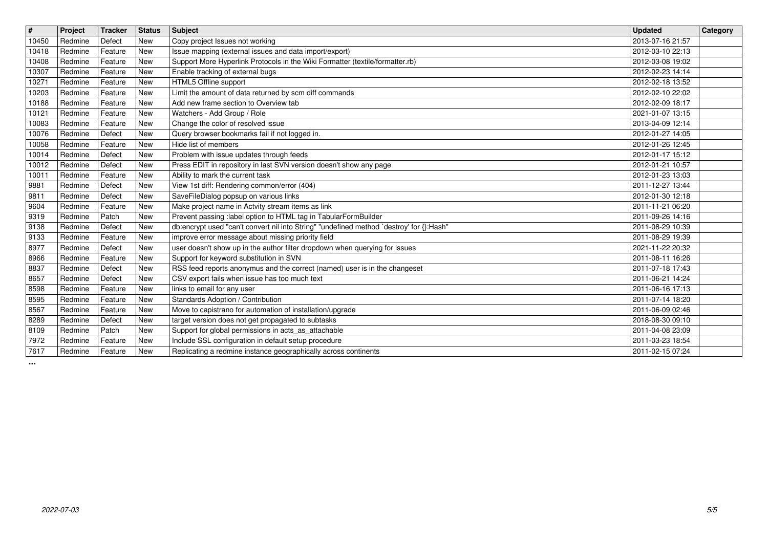| # | Project | Tracker | Status | Subject | Updated | Category |
|---|---|---|---|---|---|---|
| 10450 | Redmine | Defect | New | Copy project Issues not working | 2013-07-16 21:57 | |
| 10418 | Redmine | Feature | New | Issue mapping (external issues and data import/export) | 2012-03-10 22:13 | |
| 10408 | Redmine | Feature | New | Support More Hyperlink Protocols in the Wiki Formatter (textile/formatter.rb) | 2012-03-08 19:02 | |
| 10307 | Redmine | Feature | New | Enable tracking of external bugs | 2012-02-23 14:14 | |
| 10271 | Redmine | Feature | New | HTML5 Offline support | 2012-02-18 13:52 | |
| 10203 | Redmine | Feature | New | Limit the amount of data returned by scm diff commands | 2012-02-10 22:02 | |
| 10188 | Redmine | Feature | New | Add new frame section to Overview tab | 2012-02-09 18:17 | |
| 10121 | Redmine | Feature | New | Watchers - Add Group / Role | 2021-01-07 13:15 | |
| 10083 | Redmine | Feature | New | Change the color of resolved issue | 2013-04-09 12:14 | |
| 10076 | Redmine | Defect | New | Query browser bookmarks fail if not logged in. | 2012-01-27 14:05 | |
| 10058 | Redmine | Feature | New | Hide list of members | 2012-01-26 12:45 | |
| 10014 | Redmine | Defect | New | Problem with issue updates through feeds | 2012-01-17 15:12 | |
| 10012 | Redmine | Defect | New | Press EDIT in repository in last SVN version doesn't show any page | 2012-01-21 10:57 | |
| 10011 | Redmine | Feature | New | Ability to mark the current task | 2012-01-23 13:03 | |
| 9881 | Redmine | Defect | New | View 1st diff: Rendering common/error (404) | 2011-12-27 13:44 | |
| 9811 | Redmine | Defect | New | SaveFileDialog popsup on various links | 2012-01-30 12:18 | |
| 9604 | Redmine | Feature | New | Make project name in Actvity stream items as link | 2011-11-21 06:20 | |
| 9319 | Redmine | Patch | New | Prevent passing :label option to HTML tag in TabularFormBuilder | 2011-09-26 14:16 | |
| 9138 | Redmine | Defect | New | db:encrypt used "can't convert nil into String" "undefined method `destroy' for {}:Hash" | 2011-08-29 10:39 | |
| 9133 | Redmine | Feature | New | improve error message about missing priority field | 2011-08-29 19:39 | |
| 8977 | Redmine | Defect | New | user doesn't show up in the author filter dropdown when querying for issues | 2021-11-22 20:32 | |
| 8966 | Redmine | Feature | New | Support for keyword substitution in SVN | 2011-08-11 16:26 | |
| 8837 | Redmine | Defect | New | RSS feed reports anonymus and the correct (named) user is in the changeset | 2011-07-18 17:43 | |
| 8657 | Redmine | Defect | New | CSV export fails when issue has too much text | 2011-06-21 14:24 | |
| 8598 | Redmine | Feature | New | links to email for any user | 2011-06-16 17:13 | |
| 8595 | Redmine | Feature | New | Standards Adoption / Contribution | 2011-07-14 18:20 | |
| 8567 | Redmine | Feature | New | Move to capistrano for automation of installation/upgrade | 2011-06-09 02:46 | |
| 8289 | Redmine | Defect | New | target version does not get propagated to subtasks | 2018-08-30 09:10 | |
| 8109 | Redmine | Patch | New | Support for global permissions in acts_as_attachable | 2011-04-08 23:09 | |
| 7972 | Redmine | Feature | New | Include SSL configuration in default setup procedure | 2011-03-23 18:54 | |
| 7617 | Redmine | Feature | New | Replicating a redmine instance geographically across continents | 2011-02-15 07:24 | |

...